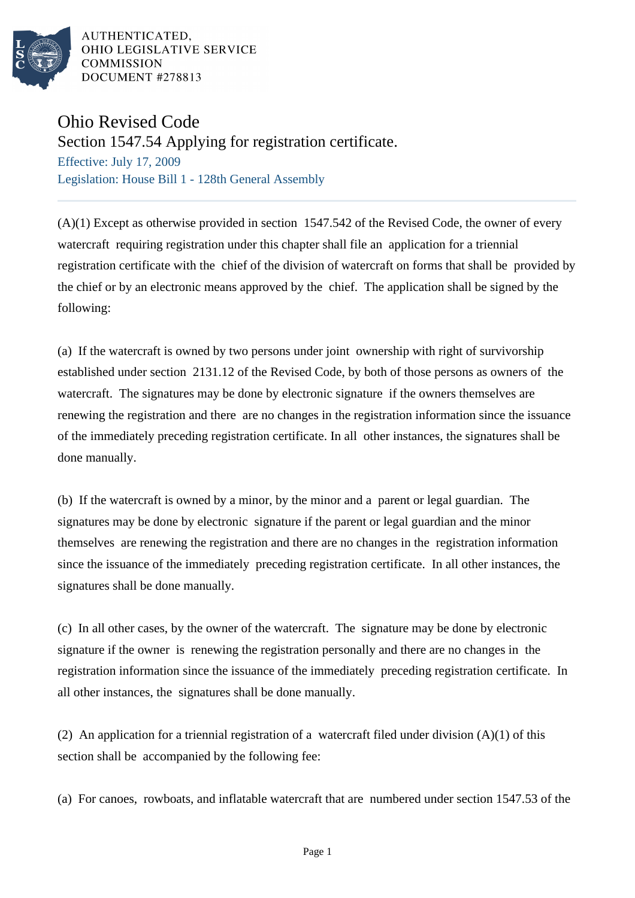AUTHENTICATED,
OHIO LEGISLATIVE SERVICE
COMMISSION
DOCUMENT #278813

# Ohio Revised Code

## Section 1547.54 Applying for registration certificate.

Effective: July 17, 2009

Legislation: House Bill 1 - 128th General Assembly

---

(A)(1) Except as otherwise provided in section 1547.542 of the Revised Code, the owner of every watercraft requiring registration under this chapter shall file an application for a triennial registration certificate with the chief of the division of watercraft on forms that shall be provided by the chief or by an electronic means approved by the chief. The application shall be signed by the following:

(a) If the watercraft is owned by two persons under joint ownership with right of survivorship established under section 2131.12 of the Revised Code, by both of those persons as owners of the watercraft. The signatures may be done by electronic signature if the owners themselves are renewing the registration and there are no changes in the registration information since the issuance of the immediately preceding registration certificate. In all other instances, the signatures shall be done manually.

(b) If the watercraft is owned by a minor, by the minor and a parent or legal guardian. The signatures may be done by electronic signature if the parent or legal guardian and the minor themselves are renewing the registration and there are no changes in the registration information since the issuance of the immediately preceding registration certificate. In all other instances, the signatures shall be done manually.

(c) In all other cases, by the owner of the watercraft. The signature may be done by electronic signature if the owner is renewing the registration personally and there are no changes in the registration information since the issuance of the immediately preceding registration certificate. In all other instances, the signatures shall be done manually.

(2) An application for a triennial registration of a watercraft filed under division (A)(1) of this section shall be accompanied by the following fee:

(a) For canoes, rowboats, and inflatable watercraft that are numbered under section 1547.53 of the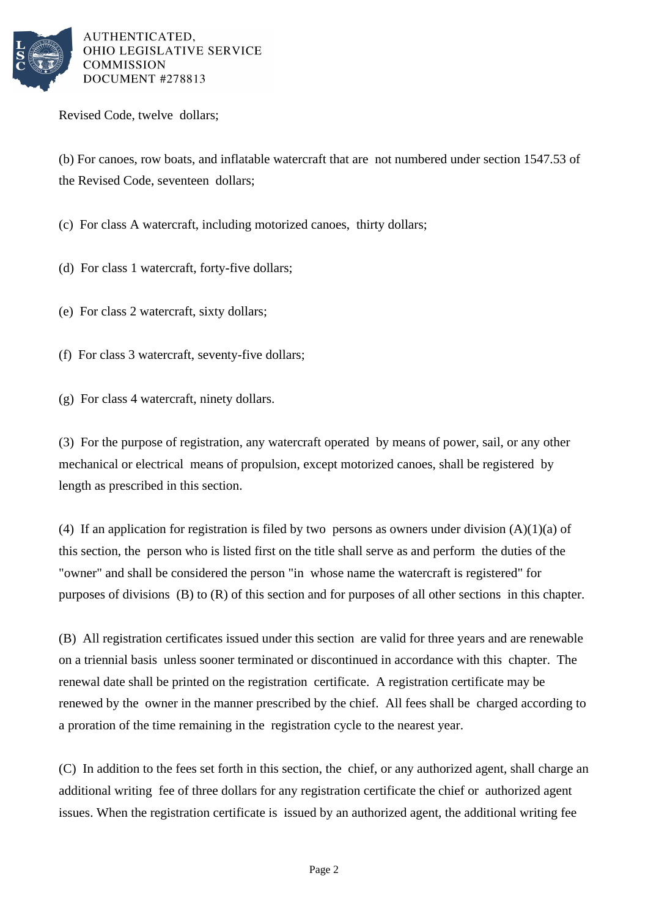Revised Code, twelve dollars;

(b) For canoes, row boats, and inflatable watercraft that are not numbered under section 1547.53 of the Revised Code, seventeen dollars;

(c) For class A watercraft, including motorized canoes, thirty dollars;

(d) For class 1 watercraft, forty-five dollars;

(e) For class 2 watercraft, sixty dollars;

(f) For class 3 watercraft, seventy-five dollars;

(g) For class 4 watercraft, ninety dollars.

(3) For the purpose of registration, any watercraft operated by means of power, sail, or any other mechanical or electrical means of propulsion, except motorized canoes, shall be registered by length as prescribed in this section.

(4) If an application for registration is filed by two persons as owners under division (A)(1)(a) of this section, the person who is listed first on the title shall serve as and perform the duties of the "owner" and shall be considered the person "in whose name the watercraft is registered" for purposes of divisions (B) to (R) of this section and for purposes of all other sections in this chapter.

(B) All registration certificates issued under this section are valid for three years and are renewable on a triennial basis unless sooner terminated or discontinued in accordance with this chapter. The renewal date shall be printed on the registration certificate. A registration certificate may be renewed by the owner in the manner prescribed by the chief. All fees shall be charged according to a proration of the time remaining in the registration cycle to the nearest year.

(C) In addition to the fees set forth in this section, the chief, or any authorized agent, shall charge an additional writing fee of three dollars for any registration certificate the chief or authorized agent issues. When the registration certificate is issued by an authorized agent, the additional writing fee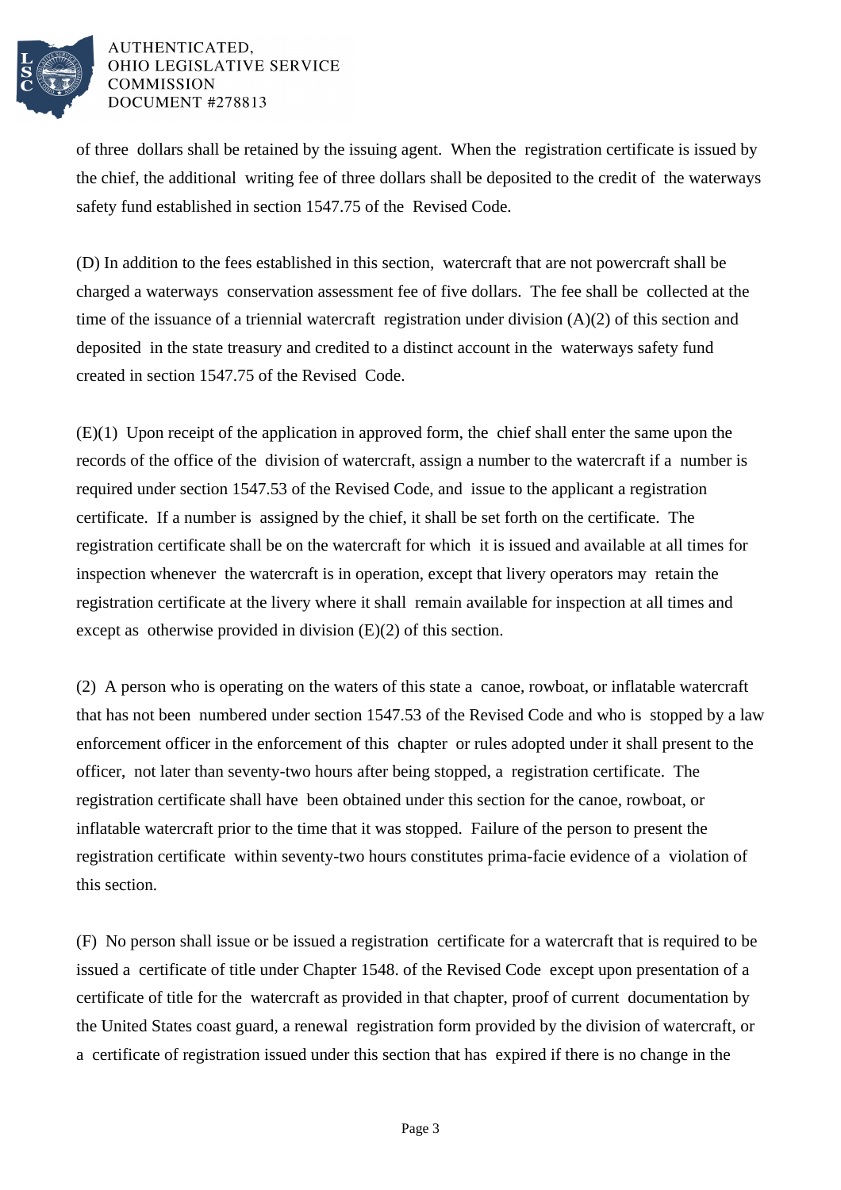of three dollars shall be retained by the issuing agent. When the registration certificate is issued by the chief, the additional writing fee of three dollars shall be deposited to the credit of the waterways safety fund established in section 1547.75 of the Revised Code.

(D) In addition to the fees established in this section, watercraft that are not powercraft shall be charged a waterways conservation assessment fee of five dollars. The fee shall be collected at the time of the issuance of a triennial watercraft registration under division (A)(2) of this section and deposited in the state treasury and credited to a distinct account in the waterways safety fund created in section 1547.75 of the Revised Code.

(E)(1) Upon receipt of the application in approved form, the chief shall enter the same upon the records of the office of the division of watercraft, assign a number to the watercraft if a number is required under section 1547.53 of the Revised Code, and issue to the applicant a registration certificate. If a number is assigned by the chief, it shall be set forth on the certificate. The registration certificate shall be on the watercraft for which it is issued and available at all times for inspection whenever the watercraft is in operation, except that livery operators may retain the registration certificate at the livery where it shall remain available for inspection at all times and except as otherwise provided in division (E)(2) of this section.

(2) A person who is operating on the waters of this state a canoe, rowboat, or inflatable watercraft that has not been numbered under section 1547.53 of the Revised Code and who is stopped by a law enforcement officer in the enforcement of this chapter or rules adopted under it shall present to the officer, not later than seventy-two hours after being stopped, a registration certificate. The registration certificate shall have been obtained under this section for the canoe, rowboat, or inflatable watercraft prior to the time that it was stopped. Failure of the person to present the registration certificate within seventy-two hours constitutes prima-facie evidence of a violation of this section.

(F) No person shall issue or be issued a registration certificate for a watercraft that is required to be issued a certificate of title under Chapter 1548. of the Revised Code except upon presentation of a certificate of title for the watercraft as provided in that chapter, proof of current documentation by the United States coast guard, a renewal registration form provided by the division of watercraft, or a certificate of registration issued under this section that has expired if there is no change in the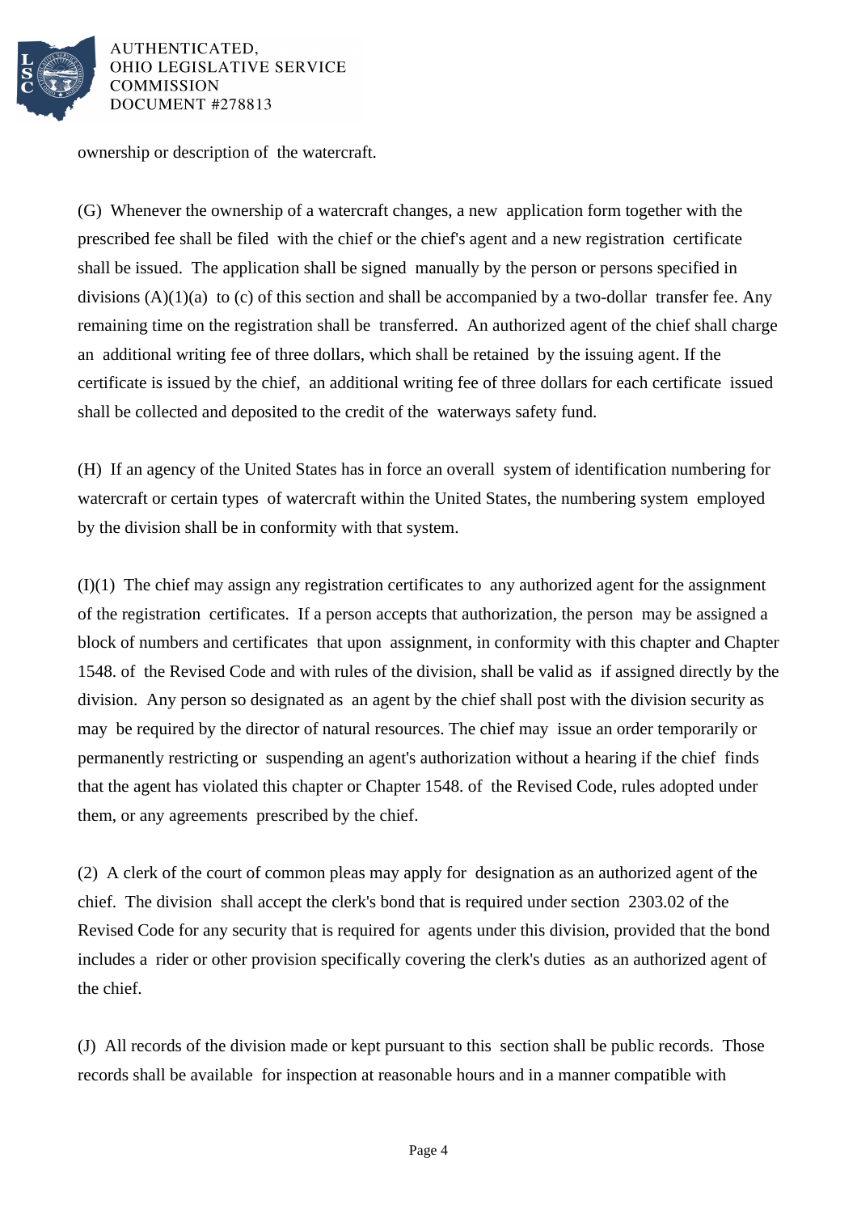ownership or description of the watercraft.

(G) Whenever the ownership of a watercraft changes, a new application form together with the prescribed fee shall be filed with the chief or the chief's agent and a new registration certificate shall be issued. The application shall be signed manually by the person or persons specified in divisions (A)(1)(a) to (c) of this section and shall be accompanied by a two-dollar transfer fee. Any remaining time on the registration shall be transferred. An authorized agent of the chief shall charge an additional writing fee of three dollars, which shall be retained by the issuing agent. If the certificate is issued by the chief, an additional writing fee of three dollars for each certificate issued shall be collected and deposited to the credit of the waterways safety fund.

(H) If an agency of the United States has in force an overall system of identification numbering for watercraft or certain types of watercraft within the United States, the numbering system employed by the division shall be in conformity with that system.

(I)(1) The chief may assign any registration certificates to any authorized agent for the assignment of the registration certificates. If a person accepts that authorization, the person may be assigned a block of numbers and certificates that upon assignment, in conformity with this chapter and Chapter 1548. of the Revised Code and with rules of the division, shall be valid as if assigned directly by the division. Any person so designated as an agent by the chief shall post with the division security as may be required by the director of natural resources. The chief may issue an order temporarily or permanently restricting or suspending an agent's authorization without a hearing if the chief finds that the agent has violated this chapter or Chapter 1548. of the Revised Code, rules adopted under them, or any agreements prescribed by the chief.

(2) A clerk of the court of common pleas may apply for designation as an authorized agent of the chief. The division shall accept the clerk's bond that is required under section 2303.02 of the Revised Code for any security that is required for agents under this division, provided that the bond includes a rider or other provision specifically covering the clerk's duties as an authorized agent of the chief.

(J) All records of the division made or kept pursuant to this section shall be public records. Those records shall be available for inspection at reasonable hours and in a manner compatible with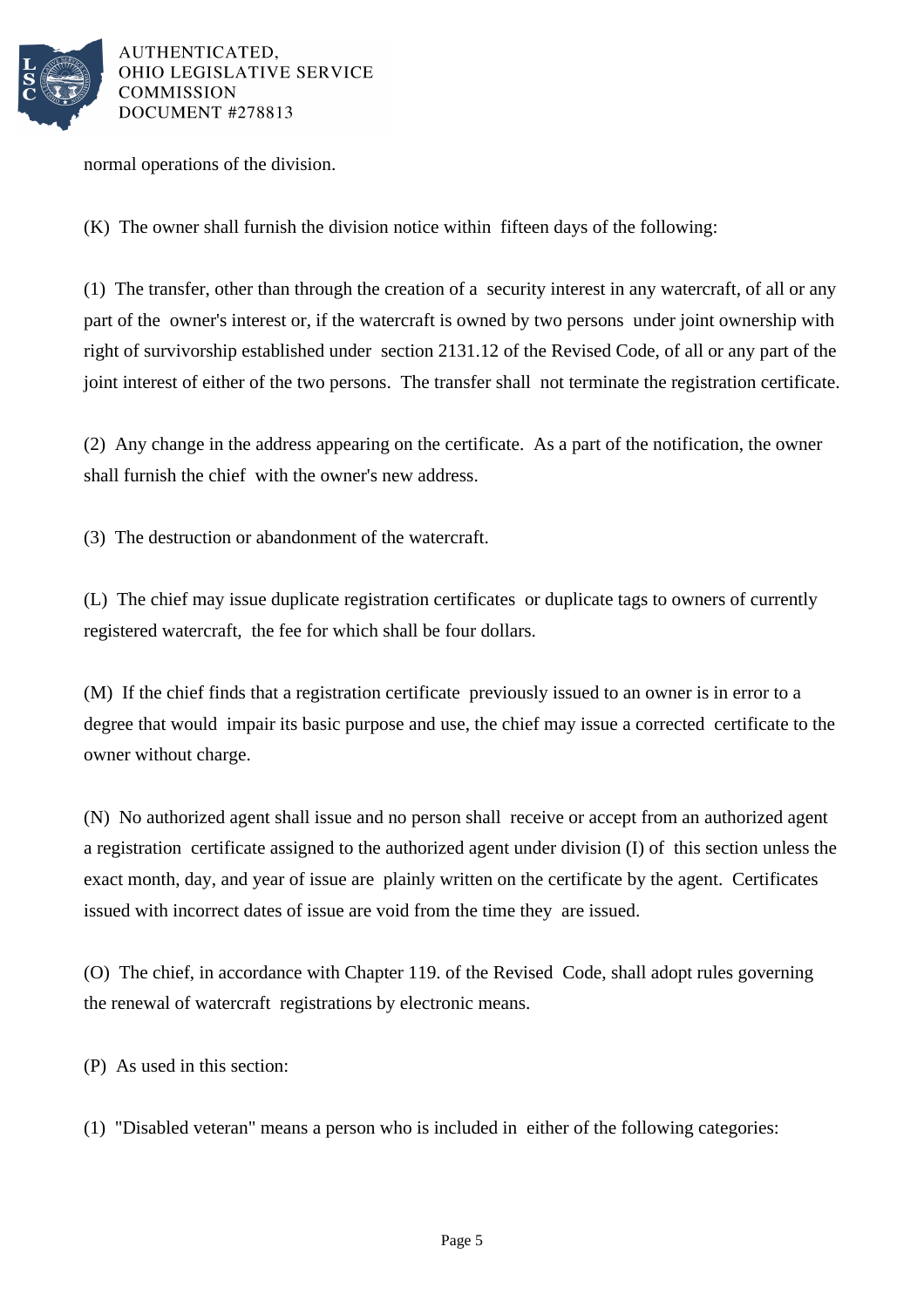normal operations of the division.

(K) The owner shall furnish the division notice within fifteen days of the following:

(1) The transfer, other than through the creation of a security interest in any watercraft, of all or any part of the owner's interest or, if the watercraft is owned by two persons under joint ownership with right of survivorship established under section 2131.12 of the Revised Code, of all or any part of the joint interest of either of the two persons. The transfer shall not terminate the registration certificate.

(2) Any change in the address appearing on the certificate. As a part of the notification, the owner shall furnish the chief with the owner's new address.

(3) The destruction or abandonment of the watercraft.

(L) The chief may issue duplicate registration certificates or duplicate tags to owners of currently registered watercraft, the fee for which shall be four dollars.

(M) If the chief finds that a registration certificate previously issued to an owner is in error to a degree that would impair its basic purpose and use, the chief may issue a corrected certificate to the owner without charge.

(N) No authorized agent shall issue and no person shall receive or accept from an authorized agent a registration certificate assigned to the authorized agent under division (I) of this section unless the exact month, day, and year of issue are plainly written on the certificate by the agent. Certificates issued with incorrect dates of issue are void from the time they are issued.

(O) The chief, in accordance with Chapter 119. of the Revised Code, shall adopt rules governing the renewal of watercraft registrations by electronic means.

(P) As used in this section:

(1) "Disabled veteran" means a person who is included in either of the following categories: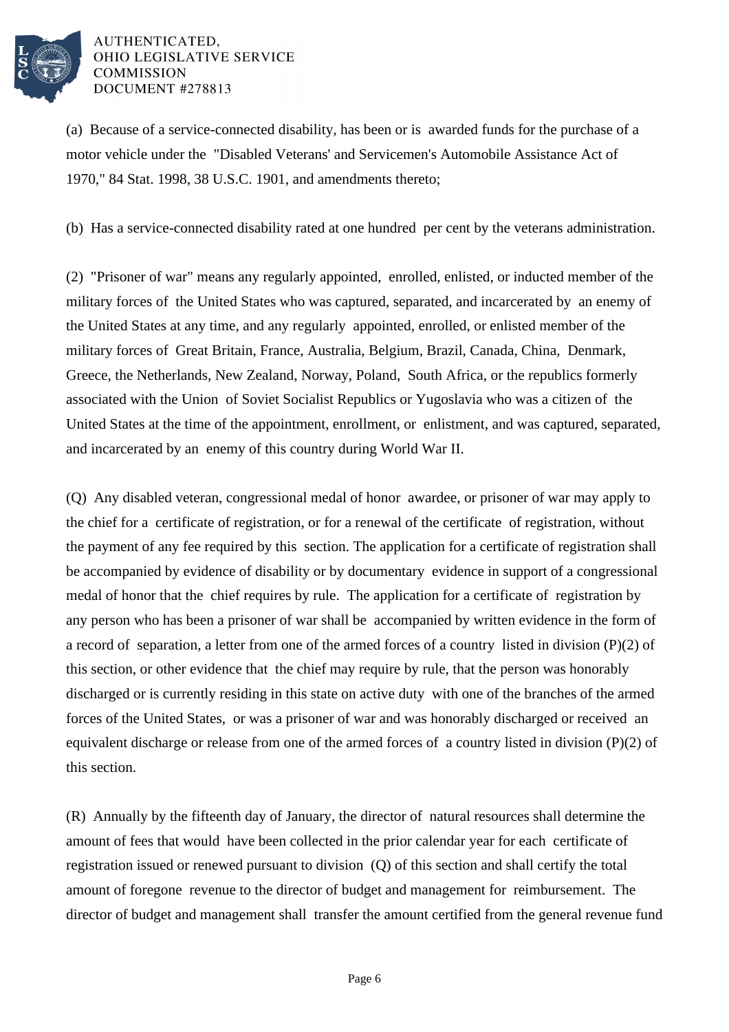(a) Because of a service-connected disability, has been or is awarded funds for the purchase of a motor vehicle under the "Disabled Veterans' and Servicemen's Automobile Assistance Act of 1970," 84 Stat. 1998, 38 U.S.C. 1901, and amendments thereto;

(b) Has a service-connected disability rated at one hundred per cent by the veterans administration.

(2) "Prisoner of war" means any regularly appointed, enrolled, enlisted, or inducted member of the military forces of the United States who was captured, separated, and incarcerated by an enemy of the United States at any time, and any regularly appointed, enrolled, or enlisted member of the military forces of Great Britain, France, Australia, Belgium, Brazil, Canada, China, Denmark, Greece, the Netherlands, New Zealand, Norway, Poland, South Africa, or the republics formerly associated with the Union of Soviet Socialist Republics or Yugoslavia who was a citizen of the United States at the time of the appointment, enrollment, or enlistment, and was captured, separated, and incarcerated by an enemy of this country during World War II.

(Q) Any disabled veteran, congressional medal of honor awardee, or prisoner of war may apply to the chief for a certificate of registration, or for a renewal of the certificate of registration, without the payment of any fee required by this section. The application for a certificate of registration shall be accompanied by evidence of disability or by documentary evidence in support of a congressional medal of honor that the chief requires by rule. The application for a certificate of registration by any person who has been a prisoner of war shall be accompanied by written evidence in the form of a record of separation, a letter from one of the armed forces of a country listed in division (P)(2) of this section, or other evidence that the chief may require by rule, that the person was honorably discharged or is currently residing in this state on active duty with one of the branches of the armed forces of the United States, or was a prisoner of war and was honorably discharged or received an equivalent discharge or release from one of the armed forces of a country listed in division (P)(2) of this section.

(R) Annually by the fifteenth day of January, the director of natural resources shall determine the amount of fees that would have been collected in the prior calendar year for each certificate of registration issued or renewed pursuant to division (Q) of this section and shall certify the total amount of foregone revenue to the director of budget and management for reimbursement. The director of budget and management shall transfer the amount certified from the general revenue fund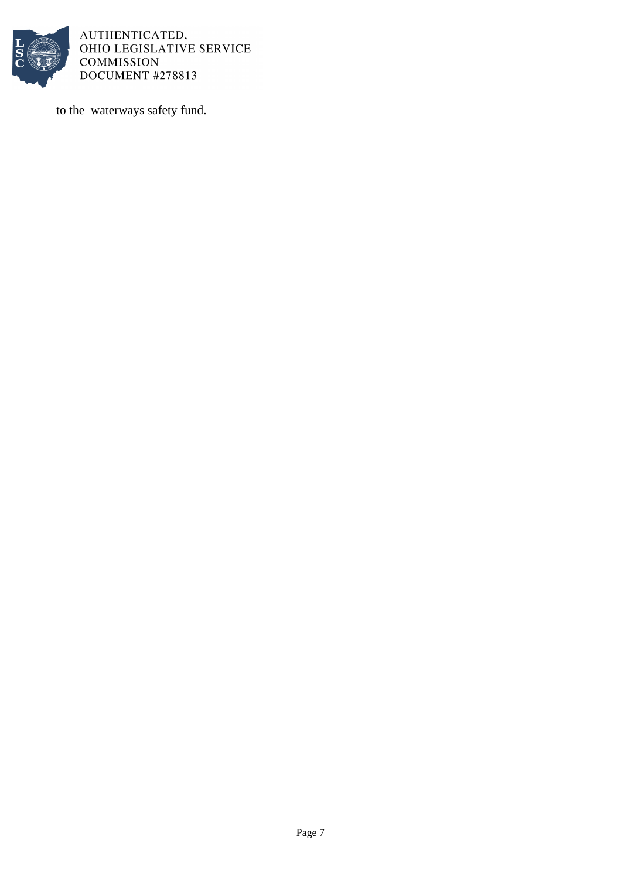to the waterways safety fund.